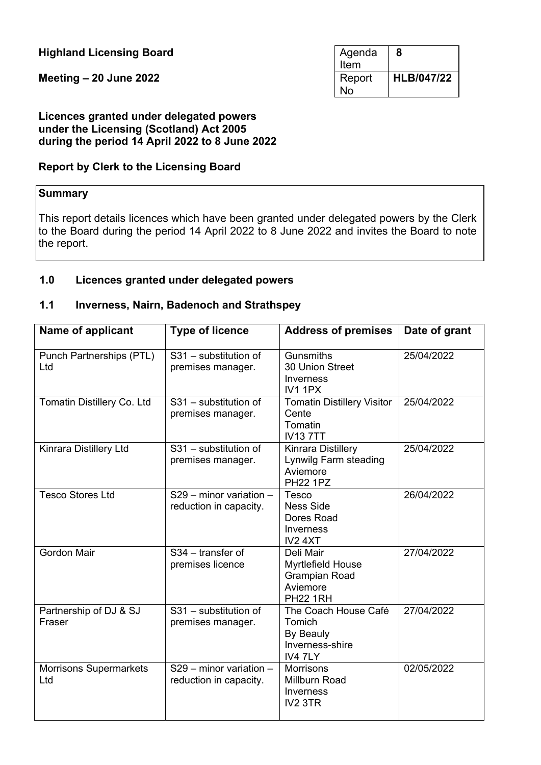**Highland Licensing Board**

**Meeting – 20 June 2022**

| Agenda Item | **8** |
|---|---|
| Report No | **HLB/047/22** |

**Licences granted under delegated powers under the Licensing (Scotland) Act 2005 during the period 14 April 2022 to 8 June 2022**

**Report by Clerk to the Licensing Board**

**Summary**

This report details licences which have been granted under delegated powers by the Clerk to the Board during the period 14 April 2022 to 8 June 2022 and invites the Board to note the report.

## 1.0 Licences granted under delegated powers

### 1.1 Inverness, Nairn, Badenoch and Strathspey

| Name of applicant | Type of licence | Address of premises | Date of grant |
|---|---|---|---|
| Punch Partnerships (PTL) Ltd | S31 – substitution of premises manager. | Gunsmiths<br>30 Union Street<br>Inverness<br>IV1 1PX | 25/04/2022 |
| Tomatin Distillery Co. Ltd | S31 – substitution of premises manager. | Tomatin Distillery Visitor Cente<br>Tomatin<br>IV13 7TT | 25/04/2022 |
| Kinrara Distillery Ltd | S31 – substitution of premises manager. | Kinrara Distillery<br>Lynwilg Farm steading<br>Aviemore<br>PH22 1PZ | 25/04/2022 |
| Tesco Stores Ltd | S29 – minor variation – reduction in capacity. | Tesco<br>Ness Side<br>Dores Road<br>Inverness<br>IV2 4XT | 26/04/2022 |
| Gordon Mair | S34 – transfer of premises licence | Deli Mair<br>Myrtlefield House<br>Grampian Road<br>Aviemore<br>PH22 1RH | 27/04/2022 |
| Partnership of DJ & SJ Fraser | S31 – substitution of premises manager. | The Coach House Café<br>Tomich<br>By Beauly<br>Inverness-shire<br>IV4 7LY | 27/04/2022 |
| Morrisons Supermarkets Ltd | S29 – minor variation – reduction in capacity. | Morrisons<br>Millburn Road<br>Inverness<br>IV2 3TR | 02/05/2022 |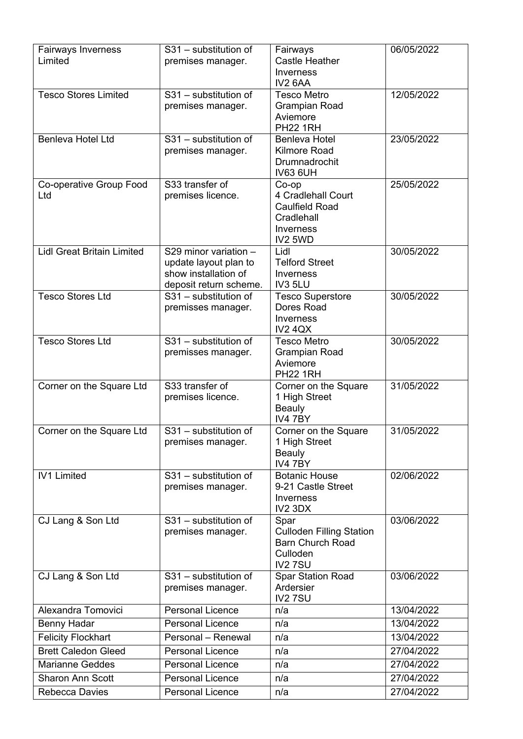| | | | |
|---|---|---|---|
| Fairways Inverness Limited | S31 – substitution of premises manager. | Fairways Castle Heather Inverness IV2 6AA | 06/05/2022 |
| Tesco Stores Limited | S31 – substitution of premises manager. | Tesco Metro Grampian Road Aviemore PH22 1RH | 12/05/2022 |
| Benleva Hotel Ltd | S31 – substitution of premises manager. | Benleva Hotel Kilmore Road Drumnadrochit IV63 6UH | 23/05/2022 |
| Co-operative Group Food Ltd | S33 transfer of premises licence. | Co-op 4 Cradlehall Court Caulfield Road Cradlehall Inverness IV2 5WD | 25/05/2022 |
| Lidl Great Britain Limited | S29 minor variation – update layout plan to show installation of deposit return scheme. | Lidl Telford Street Inverness IV3 5LU | 30/05/2022 |
| Tesco Stores Ltd | S31 – substitution of premisses manager. | Tesco Superstore Dores Road Inverness IV2 4QX | 30/05/2022 |
| Tesco Stores Ltd | S31 – substitution of premisses manager. | Tesco Metro Grampian Road Aviemore PH22 1RH | 30/05/2022 |
| Corner on the Square Ltd | S33 transfer of premises licence. | Corner on the Square 1 High Street Beauly IV4 7BY | 31/05/2022 |
| Corner on the Square Ltd | S31 – substitution of premises manager. | Corner on the Square 1 High Street Beauly IV4 7BY | 31/05/2022 |
| IV1 Limited | S31 – substitution of premises manager. | Botanic House 9-21 Castle Street Inverness IV2 3DX | 02/06/2022 |
| CJ Lang & Son Ltd | S31 – substitution of premises manager. | Spar Culloden Filling Station Barn Church Road Culloden IV2 7SU | 03/06/2022 |
| CJ Lang & Son Ltd | S31 – substitution of premises manager. | Spar Station Road Ardersier IV2 7SU | 03/06/2022 |
| Alexandra Tomovici | Personal Licence | n/a | 13/04/2022 |
| Benny Hadar | Personal Licence | n/a | 13/04/2022 |
| Felicity Flockhart | Personal – Renewal | n/a | 13/04/2022 |
| Brett Caledon Gleed | Personal Licence | n/a | 27/04/2022 |
| Marianne Geddes | Personal Licence | n/a | 27/04/2022 |
| Sharon Ann Scott | Personal Licence | n/a | 27/04/2022 |
| Rebecca Davies | Personal Licence | n/a | 27/04/2022 |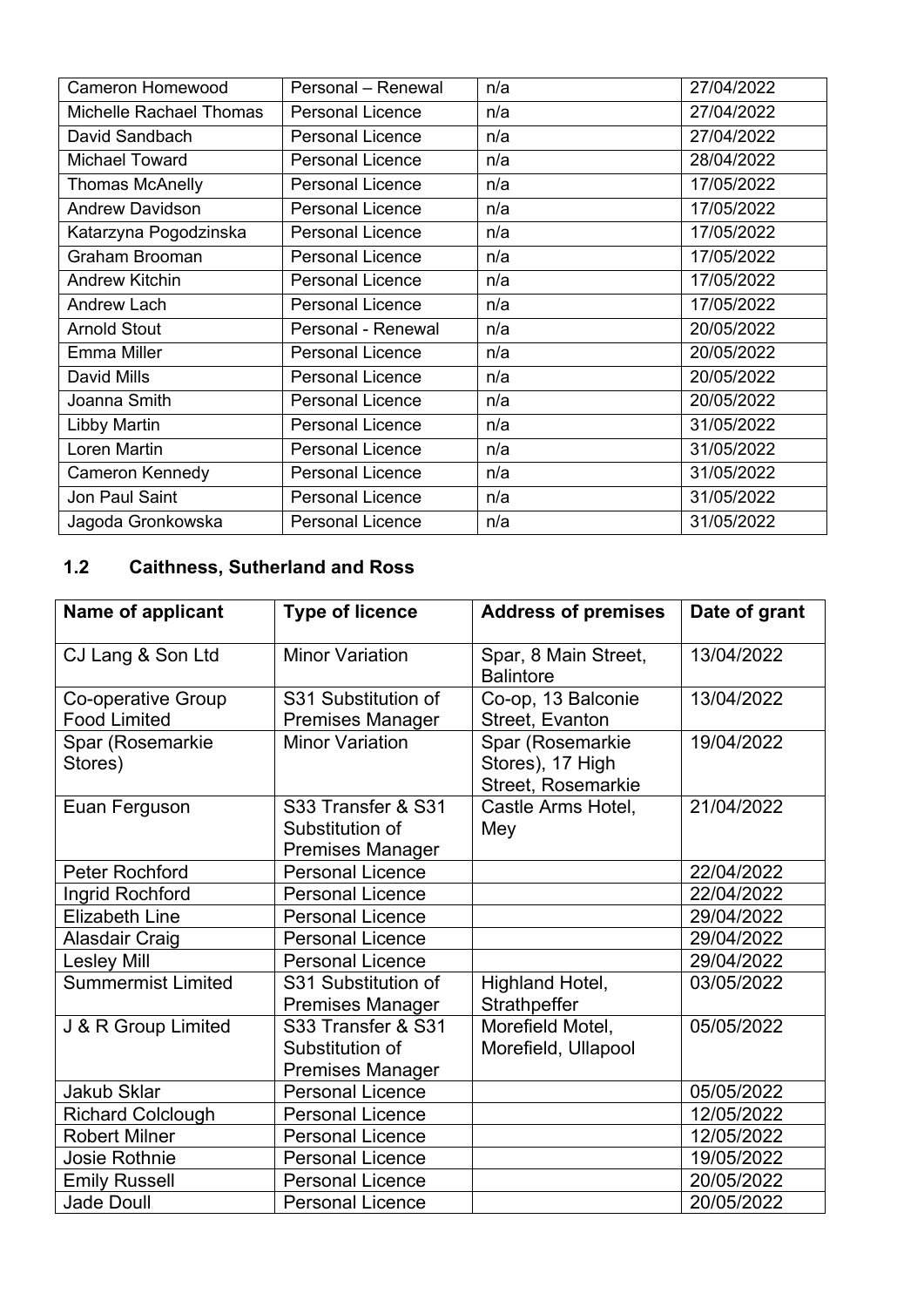| | | | |
|---|---|---|---|
| Cameron Homewood | Personal – Renewal | n/a | 27/04/2022 |
| Michelle Rachael Thomas | Personal Licence | n/a | 27/04/2022 |
| David Sandbach | Personal Licence | n/a | 27/04/2022 |
| Michael Toward | Personal Licence | n/a | 28/04/2022 |
| Thomas McAnelly | Personal Licence | n/a | 17/05/2022 |
| Andrew Davidson | Personal Licence | n/a | 17/05/2022 |
| Katarzyna Pogodzinska | Personal Licence | n/a | 17/05/2022 |
| Graham Brooman | Personal Licence | n/a | 17/05/2022 |
| Andrew Kitchin | Personal Licence | n/a | 17/05/2022 |
| Andrew Lach | Personal Licence | n/a | 17/05/2022 |
| Arnold Stout | Personal - Renewal | n/a | 20/05/2022 |
| Emma Miller | Personal Licence | n/a | 20/05/2022 |
| David Mills | Personal Licence | n/a | 20/05/2022 |
| Joanna Smith | Personal Licence | n/a | 20/05/2022 |
| Libby Martin | Personal Licence | n/a | 31/05/2022 |
| Loren Martin | Personal Licence | n/a | 31/05/2022 |
| Cameron Kennedy | Personal Licence | n/a | 31/05/2022 |
| Jon Paul Saint | Personal Licence | n/a | 31/05/2022 |
| Jagoda Gronkowska | Personal Licence | n/a | 31/05/2022 |

## 1.2 Caithness, Sutherland and Ross

| Name of applicant | Type of licence | Address of premises | Date of grant |
|---|---|---|---|
| CJ Lang & Son Ltd | Minor Variation | Spar, 8 Main Street, Balintore | 13/04/2022 |
| Co-operative Group Food Limited | S31 Substitution of Premises Manager | Co-op, 13 Balconie Street, Evanton | 13/04/2022 |
| Spar (Rosemarkie Stores) | Minor Variation | Spar (Rosemarkie Stores), 17 High Street, Rosemarkie | 19/04/2022 |
| Euan Ferguson | S33 Transfer & S31 Substitution of Premises Manager | Castle Arms Hotel, Mey | 21/04/2022 |
| Peter Rochford | Personal Licence | | 22/04/2022 |
| Ingrid Rochford | Personal Licence | | 22/04/2022 |
| Elizabeth Line | Personal Licence | | 29/04/2022 |
| Alasdair Craig | Personal Licence | | 29/04/2022 |
| Lesley Mill | Personal Licence | | 29/04/2022 |
| Summermist Limited | S31 Substitution of Premises Manager | Highland Hotel, Strathpeffer | 03/05/2022 |
| J & R Group Limited | S33 Transfer & S31 Substitution of Premises Manager | Morefield Motel, Morefield, Ullapool | 05/05/2022 |
| Jakub Sklar | Personal Licence | | 05/05/2022 |
| Richard Colclough | Personal Licence | | 12/05/2022 |
| Robert Milner | Personal Licence | | 12/05/2022 |
| Josie Rothnie | Personal Licence | | 19/05/2022 |
| Emily Russell | Personal Licence | | 20/05/2022 |
| Jade Doull | Personal Licence | | 20/05/2022 |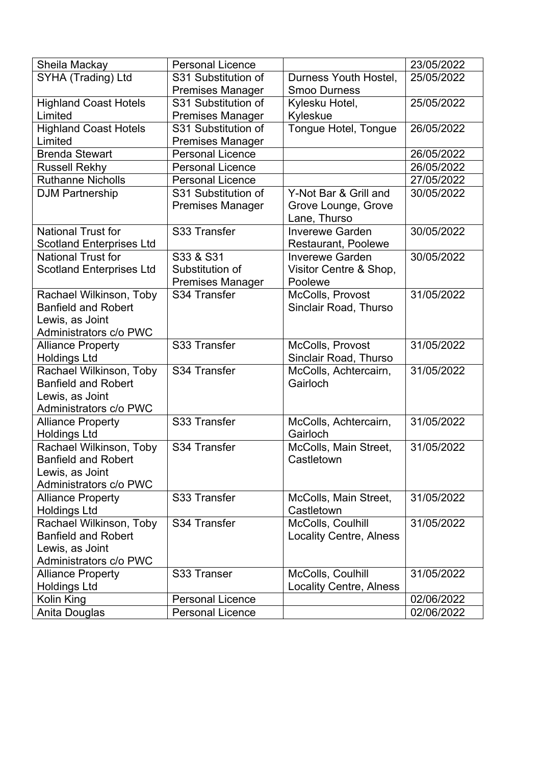| Sheila Mackay | Personal Licence | | 23/05/2022 |
|---|---|---|---|
| SYHA (Trading) Ltd | S31 Substitution of Premises Manager | Durness Youth Hostel, Smoo Durness | 25/05/2022 |
| Highland Coast Hotels Limited | S31 Substitution of Premises Manager | Kylesku Hotel, Kyleskue | 25/05/2022 |
| Highland Coast Hotels Limited | S31 Substitution of Premises Manager | Tongue Hotel, Tongue | 26/05/2022 |
| Brenda Stewart | Personal Licence | | 26/05/2022 |
| Russell Rekhy | Personal Licence | | 26/05/2022 |
| Ruthanne Nicholls | Personal Licence | | 27/05/2022 |
| DJM Partnership | S31 Substitution of Premises Manager | Y-Not Bar & Grill and Grove Lounge, Grove Lane, Thurso | 30/05/2022 |
| National Trust for Scotland Enterprises Ltd | S33 Transfer | Inverewe Garden Restaurant, Poolewe | 30/05/2022 |
| National Trust for Scotland Enterprises Ltd | S33 & S31 Substitution of Premises Manager | Inverewe Garden Visitor Centre & Shop, Poolewe | 30/05/2022 |
| Rachael Wilkinson, Toby Banfield and Robert Lewis, as Joint Administrators c/o PWC | S34 Transfer | McColls, Provost Sinclair Road, Thurso | 31/05/2022 |
| Alliance Property Holdings Ltd | S33 Transfer | McColls, Provost Sinclair Road, Thurso | 31/05/2022 |
| Rachael Wilkinson, Toby Banfield and Robert Lewis, as Joint Administrators c/o PWC | S34 Transfer | McColls, Achtercairn, Gairloch | 31/05/2022 |
| Alliance Property Holdings Ltd | S33 Transfer | McColls, Achtercairn, Gairloch | 31/05/2022 |
| Rachael Wilkinson, Toby Banfield and Robert Lewis, as Joint Administrators c/o PWC | S34 Transfer | McColls, Main Street, Castletown | 31/05/2022 |
| Alliance Property Holdings Ltd | S33 Transfer | McColls, Main Street, Castletown | 31/05/2022 |
| Rachael Wilkinson, Toby Banfield and Robert Lewis, as Joint Administrators c/o PWC | S34 Transfer | McColls, Coulhill Locality Centre, Alness | 31/05/2022 |
| Alliance Property Holdings Ltd | S33 Transer | McColls, Coulhill Locality Centre, Alness | 31/05/2022 |
| Kolin King | Personal Licence | | 02/06/2022 |
| Anita Douglas | Personal Licence | | 02/06/2022 |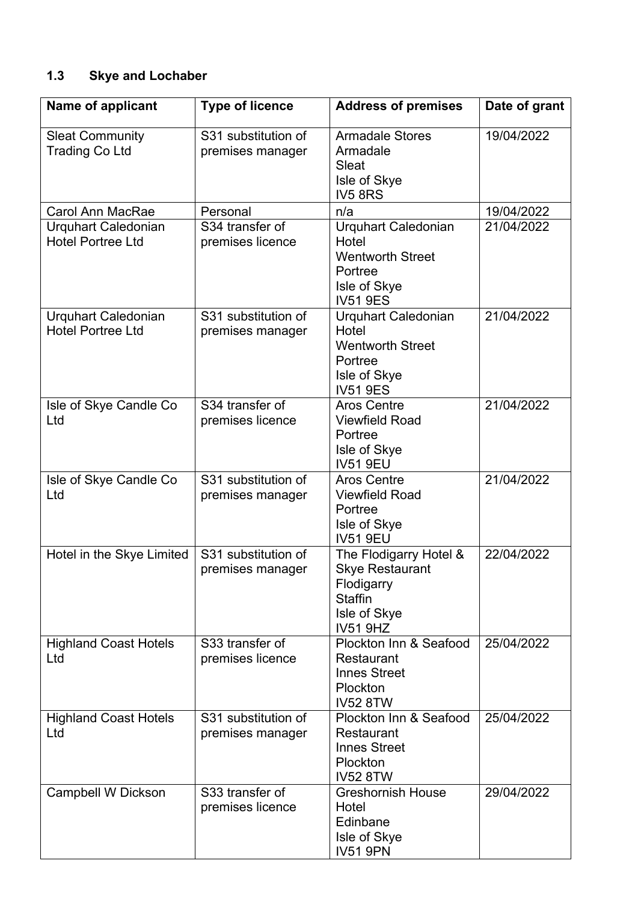### 1.3 Skye and Lochaber

| Name of applicant | Type of licence | Address of premises | Date of grant |
|---|---|---|---|
| Sleat Community Trading Co Ltd | S31 substitution of premises manager | Armadale Stores<br>Armadale<br>Sleat<br>Isle of Skye<br>IV5 8RS | 19/04/2022 |
| Carol Ann MacRae | Personal | n/a | 19/04/2022 |
| Urquhart Caledonian Hotel Portree Ltd | S34 transfer of premises licence | Urquhart Caledonian Hotel<br>Wentworth Street<br>Portree<br>Isle of Skye<br>IV51 9ES | 21/04/2022 |
| Urquhart Caledonian Hotel Portree Ltd | S31 substitution of premises manager | Urquhart Caledonian Hotel<br>Wentworth Street<br>Portree<br>Isle of Skye<br>IV51 9ES | 21/04/2022 |
| Isle of Skye Candle Co Ltd | S34 transfer of premises licence | Aros Centre<br>Viewfield Road<br>Portree<br>Isle of Skye<br>IV51 9EU | 21/04/2022 |
| Isle of Skye Candle Co Ltd | S31 substitution of premises manager | Aros Centre<br>Viewfield Road<br>Portree<br>Isle of Skye<br>IV51 9EU | 21/04/2022 |
| Hotel in the Skye Limited | S31 substitution of premises manager | The Flodigarry Hotel & Skye Restaurant<br>Flodigarry<br>Staffin<br>Isle of Skye<br>IV51 9HZ | 22/04/2022 |
| Highland Coast Hotels Ltd | S33 transfer of premises licence | Plockton Inn & Seafood Restaurant<br>Innes Street<br>Plockton<br>IV52 8TW | 25/04/2022 |
| Highland Coast Hotels Ltd | S31 substitution of premises manager | Plockton Inn & Seafood Restaurant<br>Innes Street<br>Plockton<br>IV52 8TW | 25/04/2022 |
| Campbell W Dickson | S33 transfer of premises licence | Greshornish House Hotel<br>Edinbane<br>Isle of Skye<br>IV51 9PN | 29/04/2022 |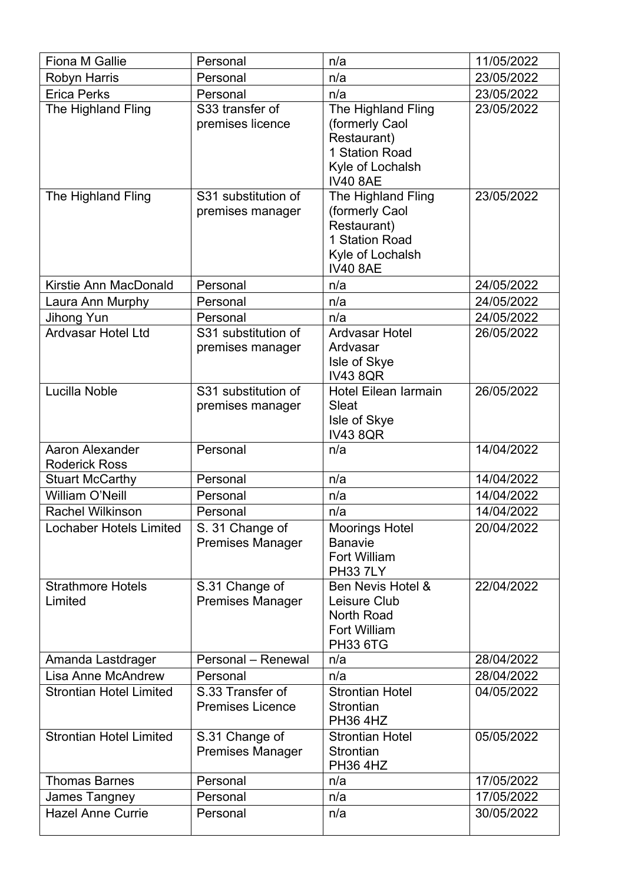| | | | |
|---|---|---|---|
| Fiona M Gallie | Personal | n/a | 11/05/2022 |
| Robyn Harris | Personal | n/a | 23/05/2022 |
| Erica Perks | Personal | n/a | 23/05/2022 |
| The Highland Fling | S33 transfer of premises licence | The Highland Fling (formerly Caol Restaurant) 1 Station Road Kyle of Lochalsh IV40 8AE | 23/05/2022 |
| The Highland Fling | S31 substitution of premises manager | The Highland Fling (formerly Caol Restaurant) 1 Station Road Kyle of Lochalsh IV40 8AE | 23/05/2022 |
| Kirstie Ann MacDonald | Personal | n/a | 24/05/2022 |
| Laura Ann Murphy | Personal | n/a | 24/05/2022 |
| Jihong Yun | Personal | n/a | 24/05/2022 |
| Ardvasar Hotel Ltd | S31 substitution of premises manager | Ardvasar Hotel Ardvasar Isle of Skye IV43 8QR | 26/05/2022 |
| Lucilla Noble | S31 substitution of premises manager | Hotel Eilean Iarmain Sleat Isle of Skye IV43 8QR | 26/05/2022 |
| Aaron Alexander Roderick Ross | Personal | n/a | 14/04/2022 |
| Stuart McCarthy | Personal | n/a | 14/04/2022 |
| William O'Neill | Personal | n/a | 14/04/2022 |
| Rachel Wilkinson | Personal | n/a | 14/04/2022 |
| Lochaber Hotels Limited | S. 31 Change of Premises Manager | Moorings Hotel Banavie Fort William PH33 7LY | 20/04/2022 |
| Strathmore Hotels Limited | S.31 Change of Premises Manager | Ben Nevis Hotel & Leisure Club North Road Fort William PH33 6TG | 22/04/2022 |
| Amanda Lastdrager | Personal – Renewal | n/a | 28/04/2022 |
| Lisa Anne McAndrew | Personal | n/a | 28/04/2022 |
| Strontian Hotel Limited | S.33 Transfer of Premises Licence | Strontian Hotel Strontian PH36 4HZ | 04/05/2022 |
| Strontian Hotel Limited | S.31 Change of Premises Manager | Strontian Hotel Strontian PH36 4HZ | 05/05/2022 |
| Thomas Barnes | Personal | n/a | 17/05/2022 |
| James Tangney | Personal | n/a | 17/05/2022 |
| Hazel Anne Currie | Personal | n/a | 30/05/2022 |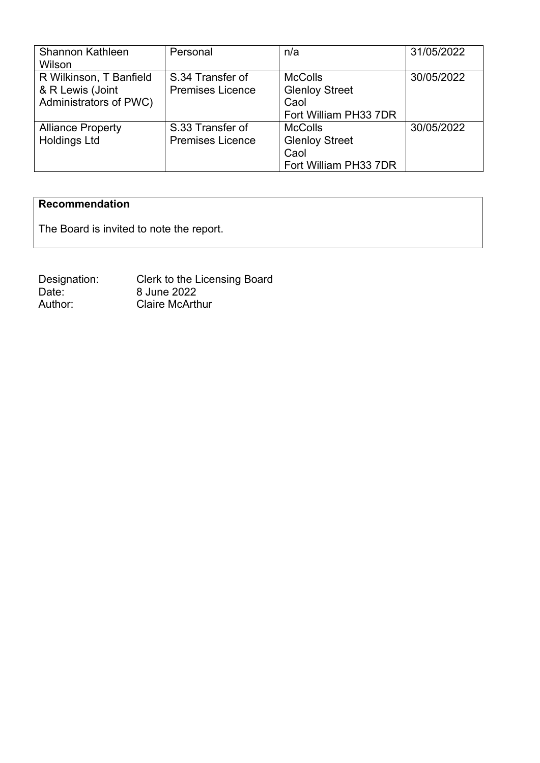| | | | |
|---|---|---|---|
| Shannon Kathleen Wilson | Personal | n/a | 31/05/2022 |
| R Wilkinson, T Banfield & R Lewis (Joint Administrators of PWC) | S.34 Transfer of Premises Licence | McColls<br>Glenloy Street<br>Caol<br>Fort William PH33 7DR | 30/05/2022 |
| Alliance Property Holdings Ltd | S.33 Transfer of Premises Licence | McColls<br>Glenloy Street<br>Caol<br>Fort William PH33 7DR | 30/05/2022 |

**Recommendation**

The Board is invited to note the report.

Designation: Clerk to the Licensing Board
Date: 8 June 2022
Author: Claire McArthur